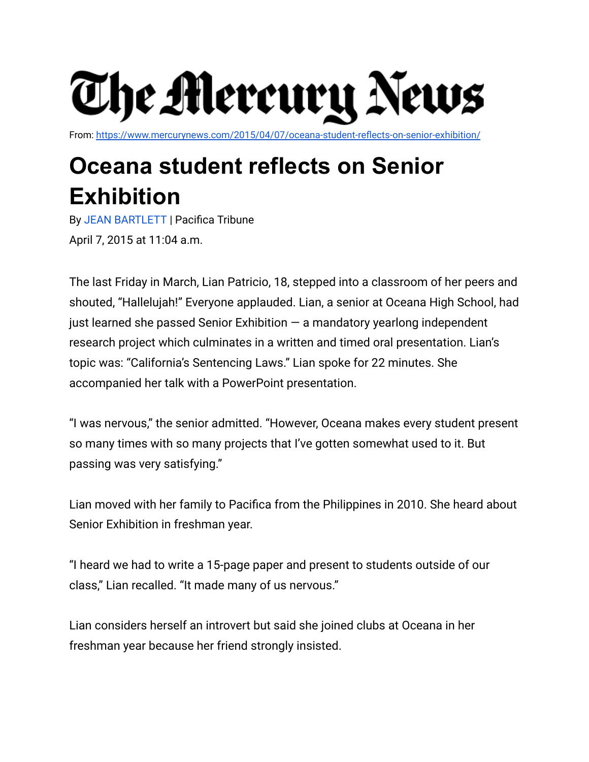# The Mercury News

From: https://www.mercurynews.com/2015/04/07/oceana-student-reflects-on-senior-exhibition/

# Oceana student reflects on Senior Exhibition

By JEAN BARTLETT | Pacifica Tribune

April 7, 2015 at 11:04 a.m.

The last Friday in March, Lian Patricio, 18, stepped into a classroom of her peers and shouted, "Hallelujah!" Everyone applauded. Lian, a senior at Oceana High School, had just learned she passed Senior Exhibition — a mandatory yearlong independent research project which culminates in a written and timed oral presentation. Lian's topic was: "California's Sentencing Laws." Lian spoke for 22 minutes. She accompanied her talk with a PowerPoint presentation.

"I was nervous," the senior admitted. "However, Oceana makes every student present so many times with so many projects that I've gotten somewhat used to it. But passing was very satisfying."

Lian moved with her family to Pacifica from the Philippines in 2010. She heard about Senior Exhibition in freshman year.

"I heard we had to write a 15-page paper and present to students outside of our class," Lian recalled. "It made many of us nervous."

Lian considers herself an introvert but said she joined clubs at Oceana in her freshman year because her friend strongly insisted.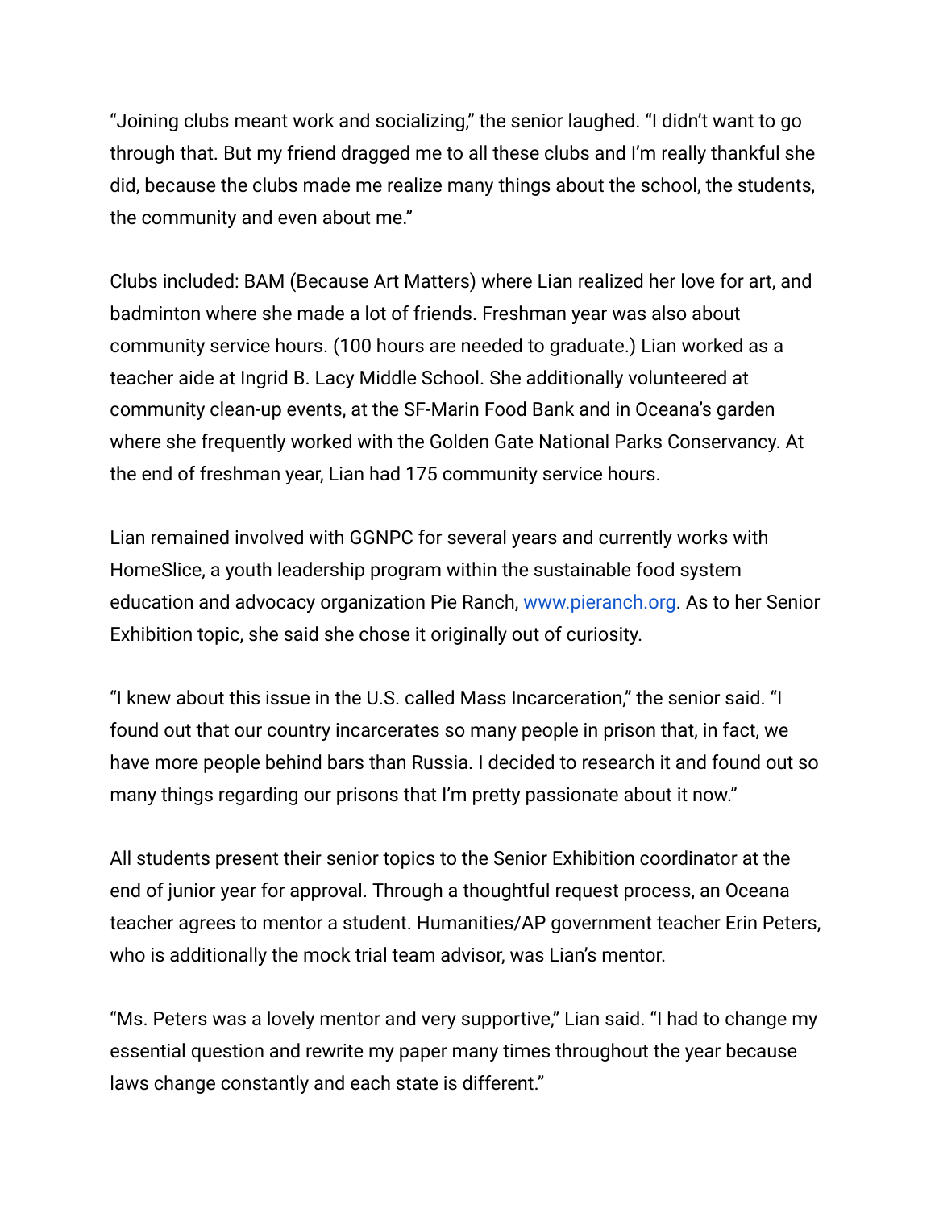"Joining clubs meant work and socializing," the senior laughed. "I didn't want to go through that. But my friend dragged me to all these clubs and I'm really thankful she did, because the clubs made me realize many things about the school, the students, the community and even about me."

Clubs included: BAM (Because Art Matters) where Lian realized her love for art, and badminton where she made a lot of friends. Freshman year was also about community service hours. (100 hours are needed to graduate.) Lian worked as a teacher aide at Ingrid B. Lacy Middle School. She additionally volunteered at community clean-up events, at the SF-Marin Food Bank and in Oceana's garden where she frequently worked with the Golden Gate National Parks Conservancy. At the end of freshman year, Lian had 175 community service hours.

Lian remained involved with GGNPC for several years and currently works with HomeSlice, a youth leadership program within the sustainable food system education and advocacy organization Pie Ranch, www.pieranch.org. As to her Senior Exhibition topic, she said she chose it originally out of curiosity.

"I knew about this issue in the U.S. called Mass Incarceration," the senior said. "I found out that our country incarcerates so many people in prison that, in fact, we have more people behind bars than Russia. I decided to research it and found out so many things regarding our prisons that I'm pretty passionate about it now."

All students present their senior topics to the Senior Exhibition coordinator at the end of junior year for approval. Through a thoughtful request process, an Oceana teacher agrees to mentor a student. Humanities/AP government teacher Erin Peters, who is additionally the mock trial team advisor, was Lian's mentor.

"Ms. Peters was a lovely mentor and very supportive," Lian said. "I had to change my essential question and rewrite my paper many times throughout the year because laws change constantly and each state is different."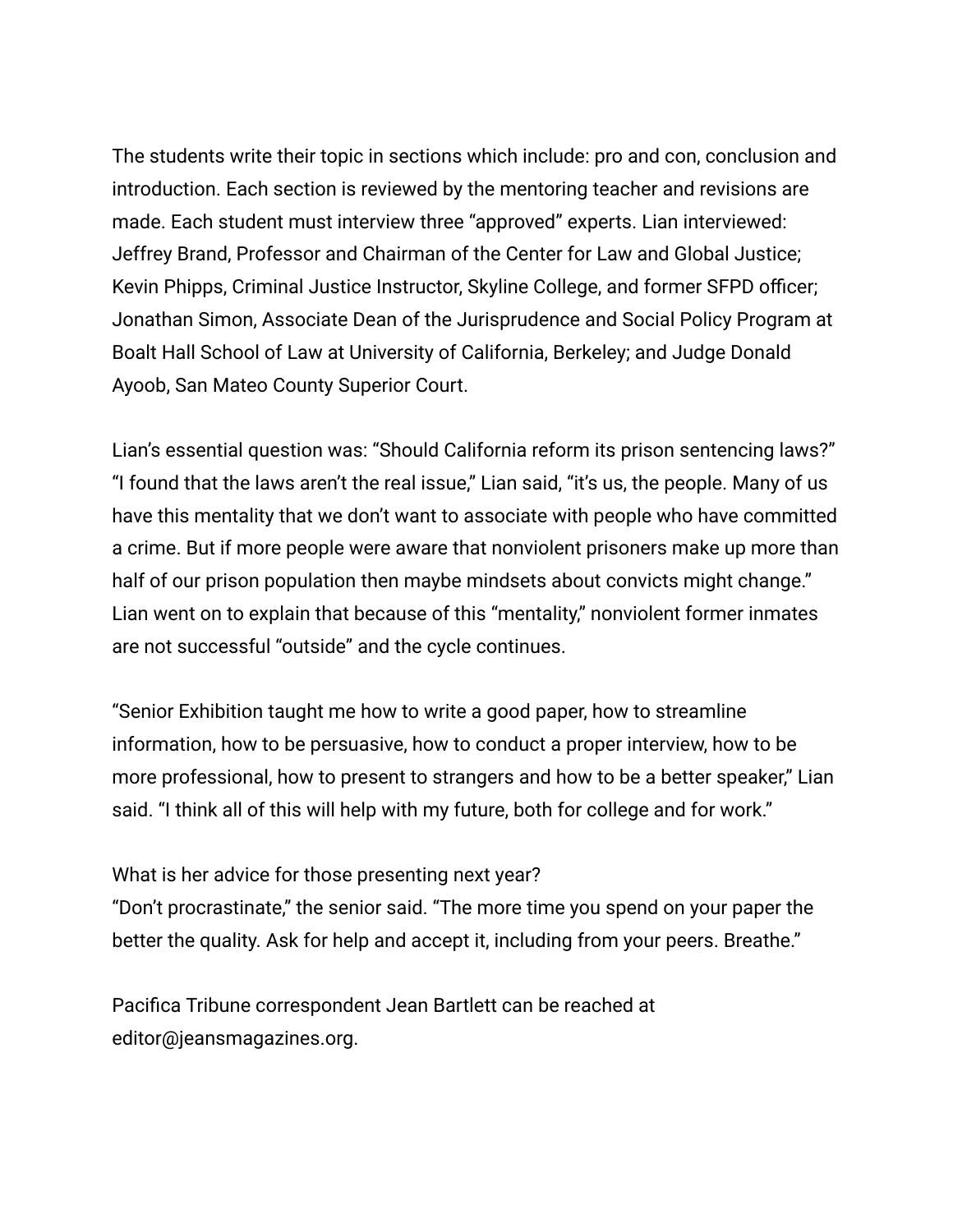The students write their topic in sections which include: pro and con, conclusion and introduction. Each section is reviewed by the mentoring teacher and revisions are made. Each student must interview three "approved" experts. Lian interviewed: Jeffrey Brand, Professor and Chairman of the Center for Law and Global Justice; Kevin Phipps, Criminal Justice Instructor, Skyline College, and former SFPD officer; Jonathan Simon, Associate Dean of the Jurisprudence and Social Policy Program at Boalt Hall School of Law at University of California, Berkeley; and Judge Donald Ayoob, San Mateo County Superior Court.

Lian's essential question was: "Should California reform its prison sentencing laws?" "I found that the laws aren't the real issue," Lian said, "it's us, the people. Many of us have this mentality that we don't want to associate with people who have committed a crime. But if more people were aware that nonviolent prisoners make up more than half of our prison population then maybe mindsets about convicts might change." Lian went on to explain that because of this "mentality," nonviolent former inmates are not successful "outside" and the cycle continues.

"Senior Exhibition taught me how to write a good paper, how to streamline information, how to be persuasive, how to conduct a proper interview, how to be more professional, how to present to strangers and how to be a better speaker," Lian said. "I think all of this will help with my future, both for college and for work."

What is her advice for those presenting next year?
"Don't procrastinate," the senior said. "The more time you spend on your paper the better the quality. Ask for help and accept it, including from your peers. Breathe."

Pacifica Tribune correspondent Jean Bartlett can be reached at editor@jeansmagazines.org.